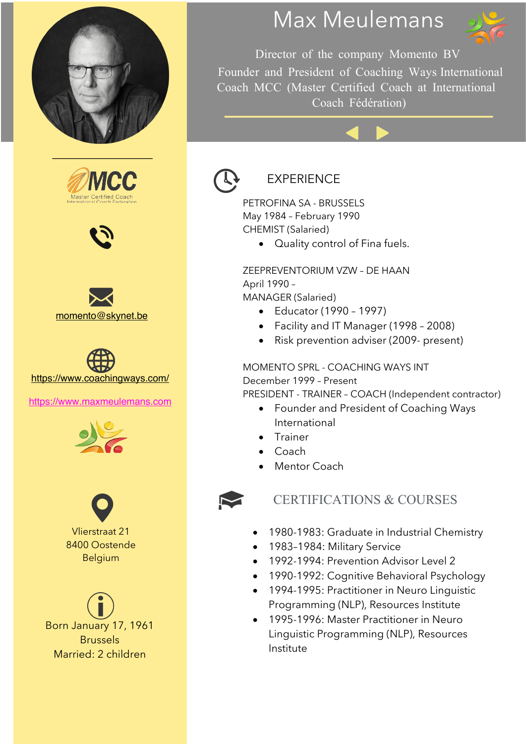# Max Meulemans

Director of the company Momento BV
Founder and President of Coaching Ways International
Coach MCC (Master Certified Coach at International Coach Fédération)

MCC
Master Certified Coach
International Coach Federation

momento@skynet.be

https://www.coachingways.com/

https://www.maxmeulemans.com

Vlierstraat 21
8400 Oostende
Belgium

Born January 17, 1961
Brussels
Married: 2 children

## EXPERIENCE

PETROFINA SA - BRUSSELS
May 1984 – February 1990
CHEMIST (Salaried)

- Quality control of Fina fuels.

ZEEPREVENTORIUM VZW – DE HAAN
April 1990 –
MANAGER (Salaried)

- Educator (1990 – 1997)
- Facility and IT Manager (1998 – 2008)
- Risk prevention adviser (2009- present)

MOMENTO SPRL - COACHING WAYS INT
December 1999 – Present
PRESIDENT - TRAINER – COACH (Independent contractor)

- Founder and President of Coaching Ways International
- Trainer
- Coach
- Mentor Coach

## CERTIFICATIONS & COURSES

- 1980-1983: Graduate in Industrial Chemistry
- 1983-1984: Military Service
- 1992-1994: Prevention Advisor Level 2
- 1990-1992: Cognitive Behavioral Psychology
- 1994-1995: Practitioner in Neuro Linguistic Programming (NLP), Resources Institute
- 1995-1996: Master Practitioner in Neuro Linguistic Programming (NLP), Resources Institute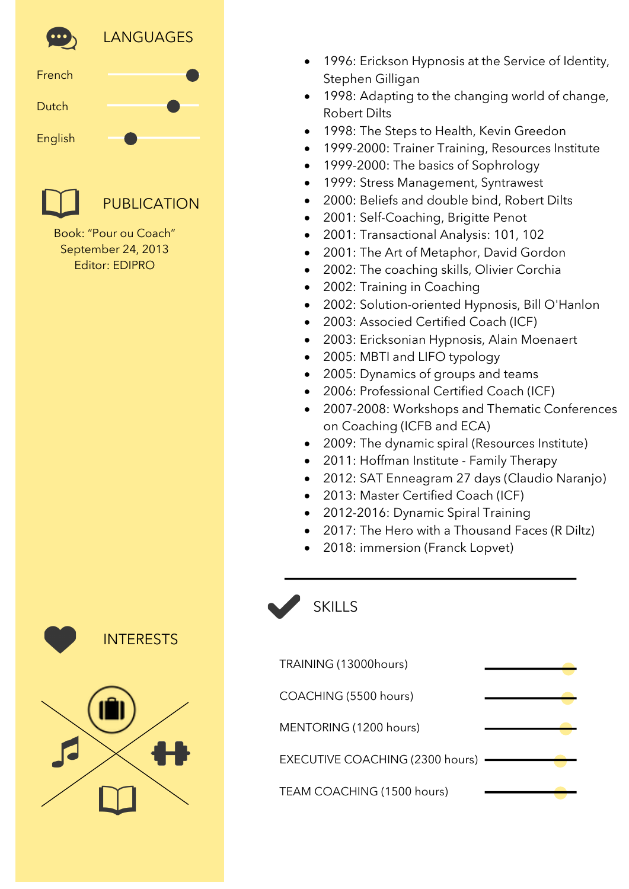## LANGUAGES

- French
- Dutch
- English

## PUBLICATION

Book: "Pour ou Coach"
September 24, 2013
Editor: EDIPRO

## INTERESTS

- 1996: Erickson Hypnosis at the Service of Identity, Stephen Gilligan
- 1998: Adapting to the changing world of change, Robert Dilts
- 1998: The Steps to Health, Kevin Greedon
- 1999-2000: Trainer Training, Resources Institute
- 1999-2000: The basics of Sophrology
- 1999: Stress Management, Syntrawest
- 2000: Beliefs and double bind, Robert Dilts
- 2001: Self-Coaching, Brigitte Penot
- 2001: Transactional Analysis: 101, 102
- 2001: The Art of Metaphor, David Gordon
- 2002: The coaching skills, Olivier Corchia
- 2002: Training in Coaching
- 2002: Solution-oriented Hypnosis, Bill O'Hanlon
- 2003: Associed Certified Coach (ICF)
- 2003: Ericksonian Hypnosis, Alain Moenaert
- 2005: MBTI and LIFO typology
- 2005: Dynamics of groups and teams
- 2006: Professional Certified Coach (ICF)
- 2007-2008: Workshops and Thematic Conferences on Coaching (ICFB and ECA)
- 2009: The dynamic spiral (Resources Institute)
- 2011: Hoffman Institute - Family Therapy
- 2012: SAT Enneagram 27 days (Claudio Naranjo)
- 2013: Master Certified Coach (ICF)
- 2012-2016: Dynamic Spiral Training
- 2017: The Hero with a Thousand Faces (R Diltz)
- 2018: immersion (Franck Lopvet)

## SKILLS

- TRAINING (13000hours)
- COACHING (5500 hours)
- MENTORING (1200 hours)
- EXECUTIVE COACHING (2300 hours)
- TEAM COACHING (1500 hours)